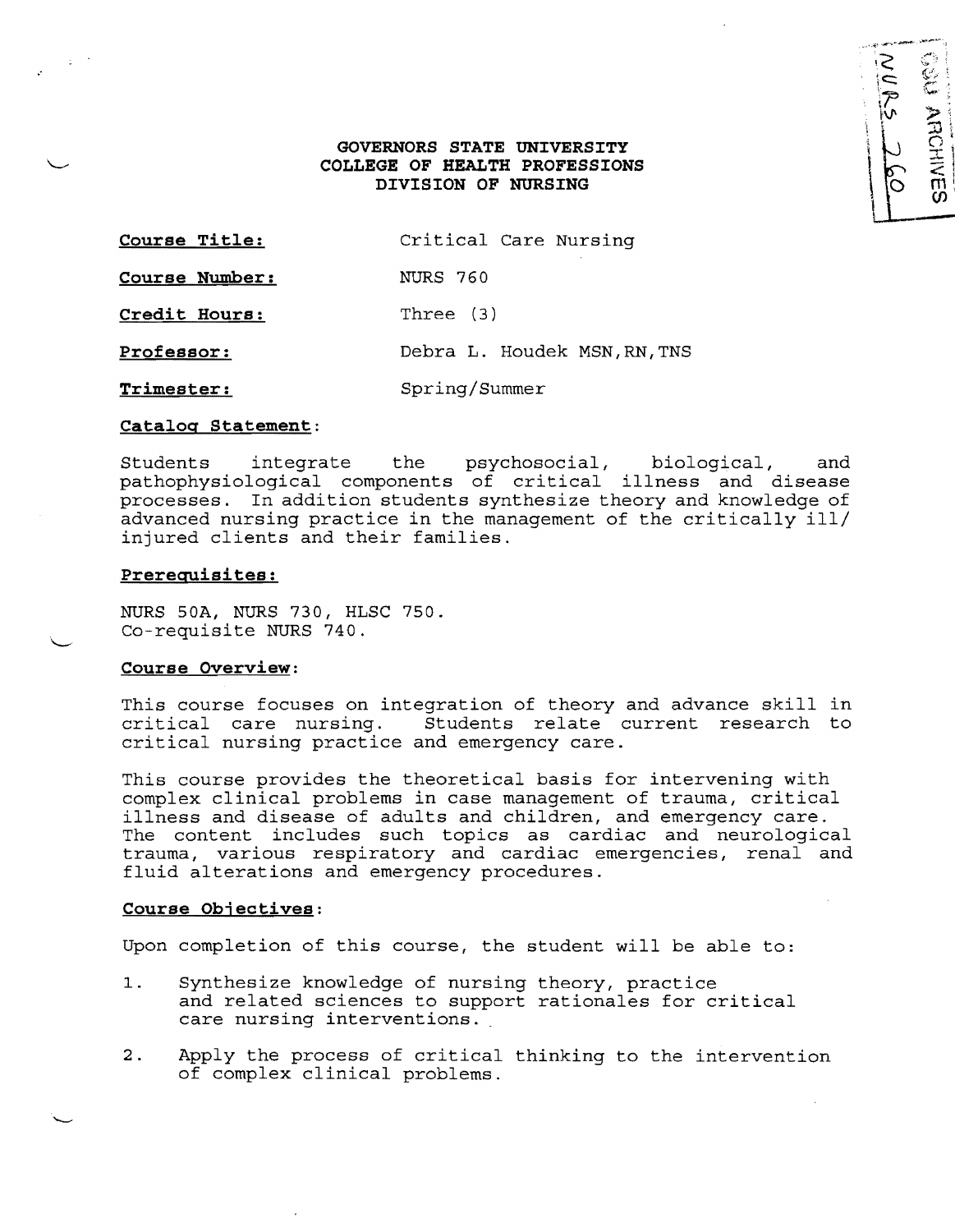**GOVERNORS STATE UNIVERSITY**
**COLLEGE OF HEALTH PROFESSIONS**
**DIVISION OF NURSING**

**Course Title:** Critical Care Nursing

**Course Number:** NURS 760

**Credit Hours:** Three (3)

**Professor:** Debra L. Houdek MSN,RN,TNS

**Trimester:** Spring/Summer

## Catalog Statement:

Students integrate the psychosocial, biological, and pathophysiological components of critical illness and disease processes. In addition students synthesize theory and knowledge of advanced nursing practice in the management of the critically ill/ injured clients and their families.

## Prerequisites:

NURS 50A, NURS 730, HLSC 750.
Co-requisite NURS 740.

## Course Overview:

This course focuses on integration of theory and advance skill in critical care nursing. Students relate current research to critical nursing practice and emergency care.

This course provides the theoretical basis for intervening with complex clinical problems in case management of trauma, critical illness and disease of adults and children, and emergency care. The content includes such topics as cardiac and neurological trauma, various respiratory and cardiac emergencies, renal and fluid alterations and emergency procedures.

## Course Objectives:

Upon completion of this course, the student will be able to:

1. Synthesize knowledge of nursing theory, practice and related sciences to support rationales for critical care nursing interventions.
2. Apply the process of critical thinking to the intervention of complex clinical problems.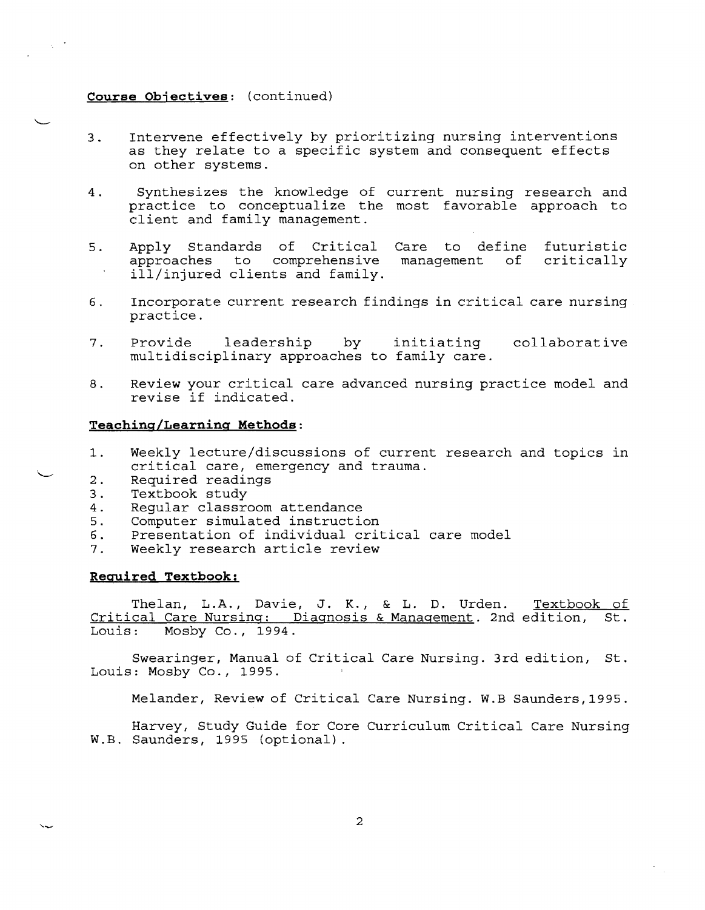**Course Objectives**: (continued)

3. Intervene effectively by prioritizing nursing interventions as they relate to a specific system and consequent effects on other systems.

4. Synthesizes the knowledge of current nursing research and practice to conceptualize the most favorable approach to client and family management.

5. Apply Standards of Critical Care to define futuristic approaches to comprehensive management of critically ill/injured clients and family.

6. Incorporate current research findings in critical care nursing practice.

7. Provide leadership by initiating collaborative multidisciplinary approaches to family care.

8. Review your critical care advanced nursing practice model and revise if indicated.

**Teaching/Learning Methods**:

1. Weekly lecture/discussions of current research and topics in critical care, emergency and trauma.
2. Required readings
3. Textbook study
4. Regular classroom attendance
5. Computer simulated instruction
6. Presentation of individual critical care model
7. Weekly research article review

**Required Textbook:**

Thelan, L.A., Davie, J. K., & L. D. Urden. Textbook of Critical Care Nursing: Diagnosis & Management. 2nd edition, St. Louis: Mosby Co., 1994.

Swearinger, Manual of Critical Care Nursing. 3rd edition, St. Louis: Mosby Co., 1995.

Melander, Review of Critical Care Nursing. W.B Saunders,1995.

Harvey, Study Guide for Core Curriculum Critical Care Nursing W.B. Saunders, 1995 (optional).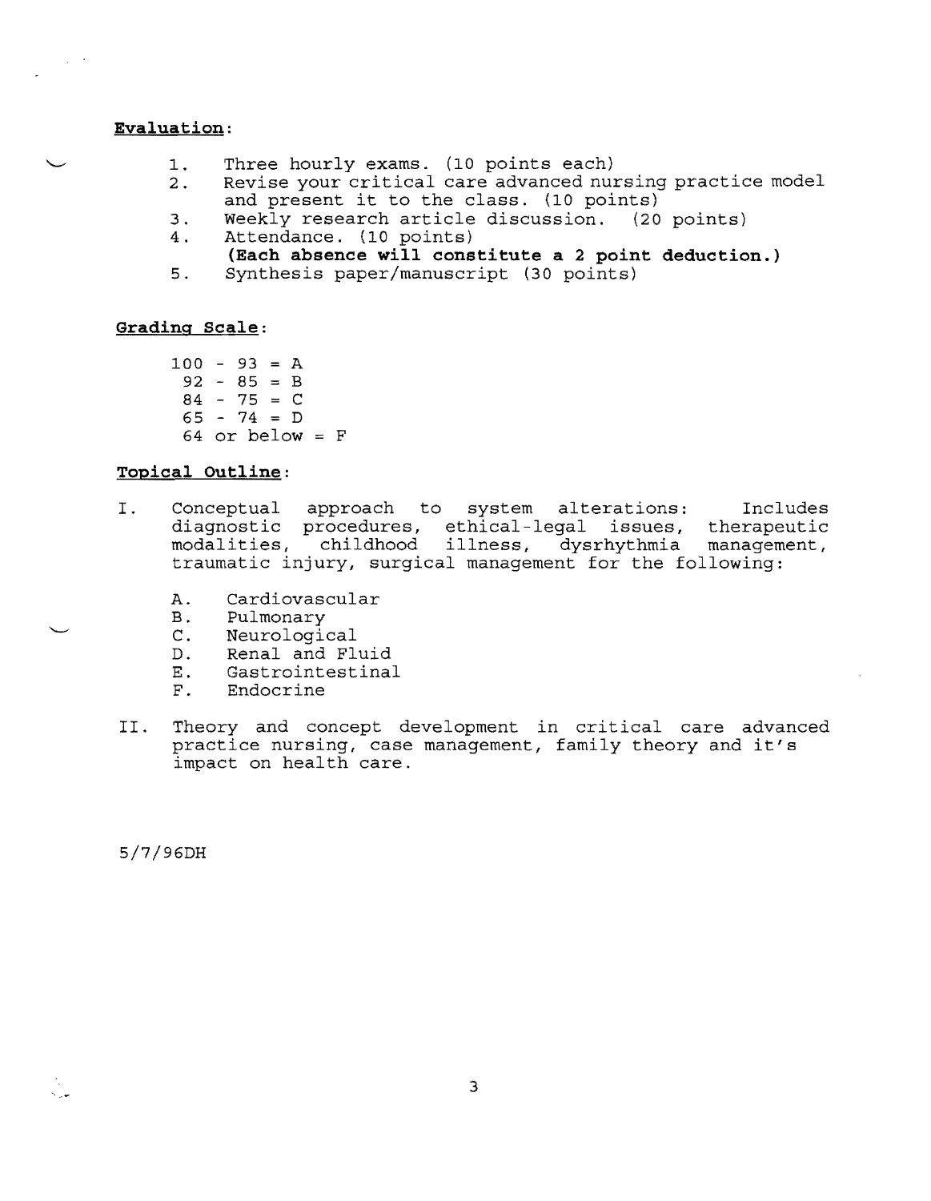**Evaluation**:

1. Three hourly exams. (10 points each)
2. Revise your critical care advanced nursing practice model and present it to the class. (10 points)
3. Weekly research article discussion. (20 points)
4. Attendance. (10 points)
   **(Each absence will constitute a 2 point deduction.)**
5. Synthesis paper/manuscript (30 points)

**Grading Scale**:

100 - 93 = A
92 - 85 = B
84 - 75 = C
65 - 74 = D
64 or below = F

**Topical Outline**:

I. Conceptual approach to system alterations: Includes diagnostic procedures, ethical-legal issues, therapeutic modalities, childhood illness, dysrhythmia management, traumatic injury, surgical management for the following:

   A. Cardiovascular
   B. Pulmonary
   C. Neurological
   D. Renal and Fluid
   E. Gastrointestinal
   F. Endocrine

II. Theory and concept development in critical care advanced practice nursing, case management, family theory and it's impact on health care.

5/7/96DH